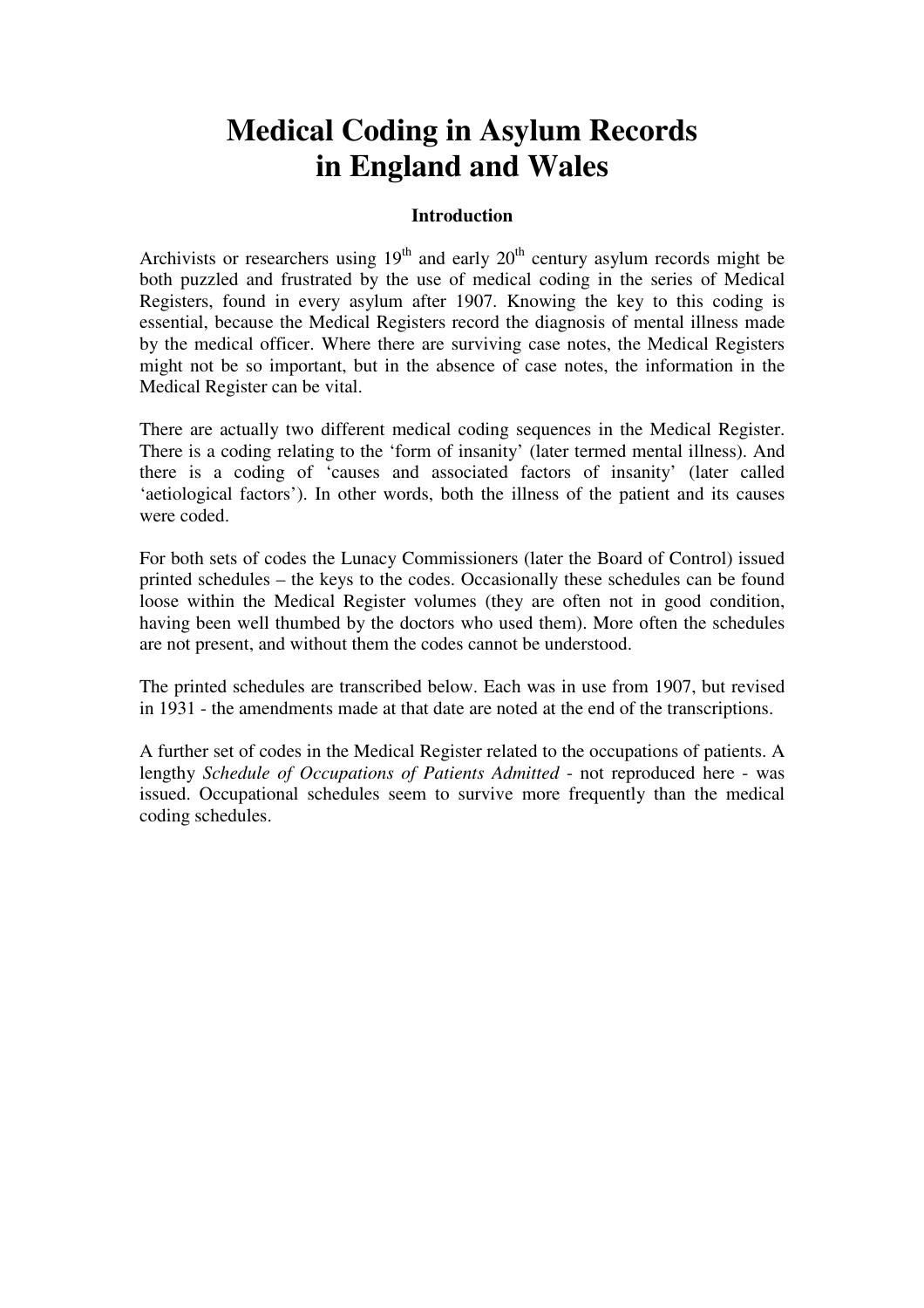# Medical Coding in Asylum Records in England and Wales

### Introduction

Archivists or researchers using 19th and early 20th century asylum records might be both puzzled and frustrated by the use of medical coding in the series of Medical Registers, found in every asylum after 1907. Knowing the key to this coding is essential, because the Medical Registers record the diagnosis of mental illness made by the medical officer. Where there are surviving case notes, the Medical Registers might not be so important, but in the absence of case notes, the information in the Medical Register can be vital.

There are actually two different medical coding sequences in the Medical Register. There is a coding relating to the 'form of insanity' (later termed mental illness). And there is a coding of 'causes and associated factors of insanity' (later called 'aetiological factors'). In other words, both the illness of the patient and its causes were coded.

For both sets of codes the Lunacy Commissioners (later the Board of Control) issued printed schedules – the keys to the codes. Occasionally these schedules can be found loose within the Medical Register volumes (they are often not in good condition, having been well thumbed by the doctors who used them). More often the schedules are not present, and without them the codes cannot be understood.

The printed schedules are transcribed below. Each was in use from 1907, but revised in 1931 - the amendments made at that date are noted at the end of the transcriptions.

A further set of codes in the Medical Register related to the occupations of patients. A lengthy *Schedule of Occupations of Patients Admitted* - not reproduced here - was issued. Occupational schedules seem to survive more frequently than the medical coding schedules.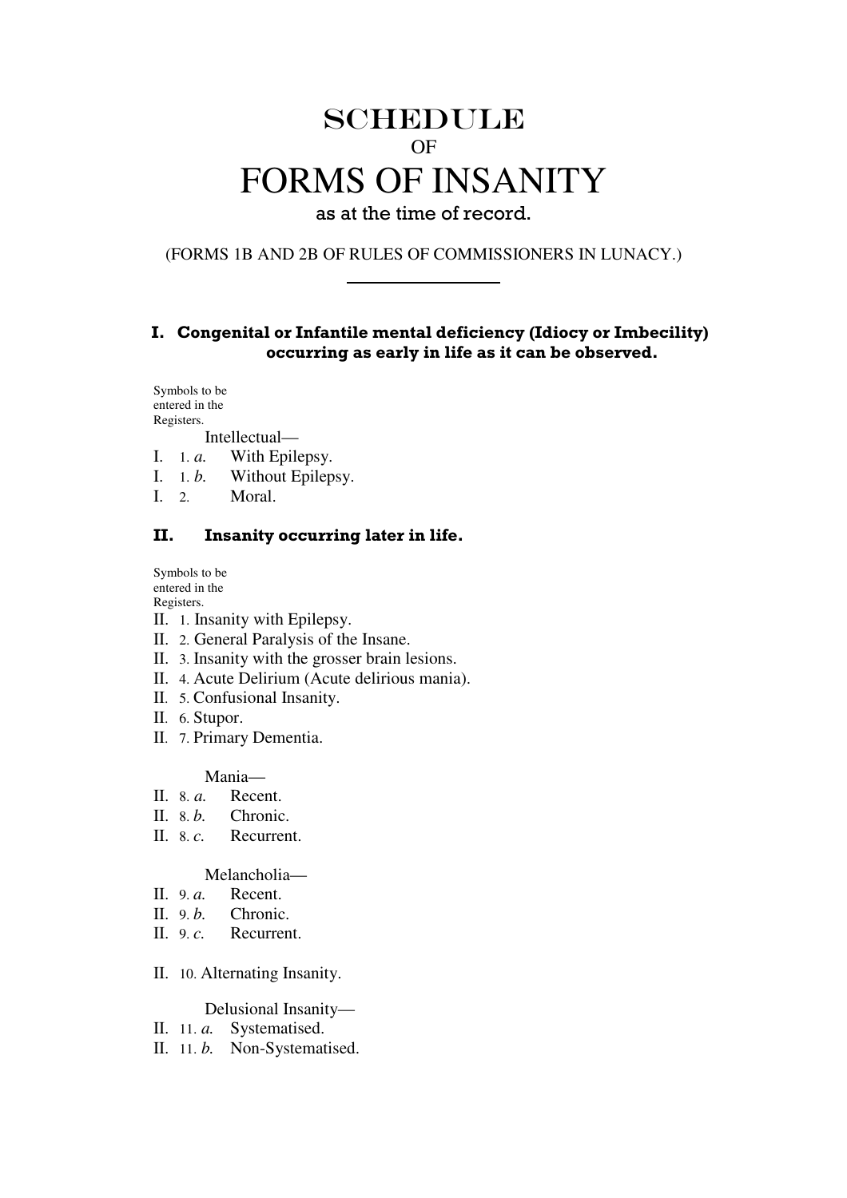# SCHEDULE

OF

# FORMS OF INSANITY

as at the time of record.

(FORMS 1B AND 2B OF RULES OF COMMISSIONERS IN LUNACY.)

---

### I. Congenital or Infantile mental deficiency (Idiocy or Imbecility) occurring as early in life as it can be observed.

Symbols to be entered in the Registers.

Intellectual—

I. 1. *a.* With Epilepsy.
I. 1. *b.* Without Epilepsy.
I. 2. Moral.

### II. Insanity occurring later in life.

Symbols to be entered in the Registers.

II. 1. Insanity with Epilepsy.
II. 2. General Paralysis of the Insane.
II. 3. Insanity with the grosser brain lesions.
II. 4. Acute Delirium (Acute delirious mania).
II. 5. Confusional Insanity.
II. 6. Stupor.
II. 7. Primary Dementia.

Mania—

II. 8. *a.* Recent.
II. 8. *b.* Chronic.
II. 8. *c.* Recurrent.

Melancholia—

II. 9. *a.* Recent.
II. 9. *b.* Chronic.
II. 9. *c.* Recurrent.

II. 10. Alternating Insanity.

Delusional Insanity—

II. 11. *a.* Systematised.
II. 11. *b.* Non-Systematised.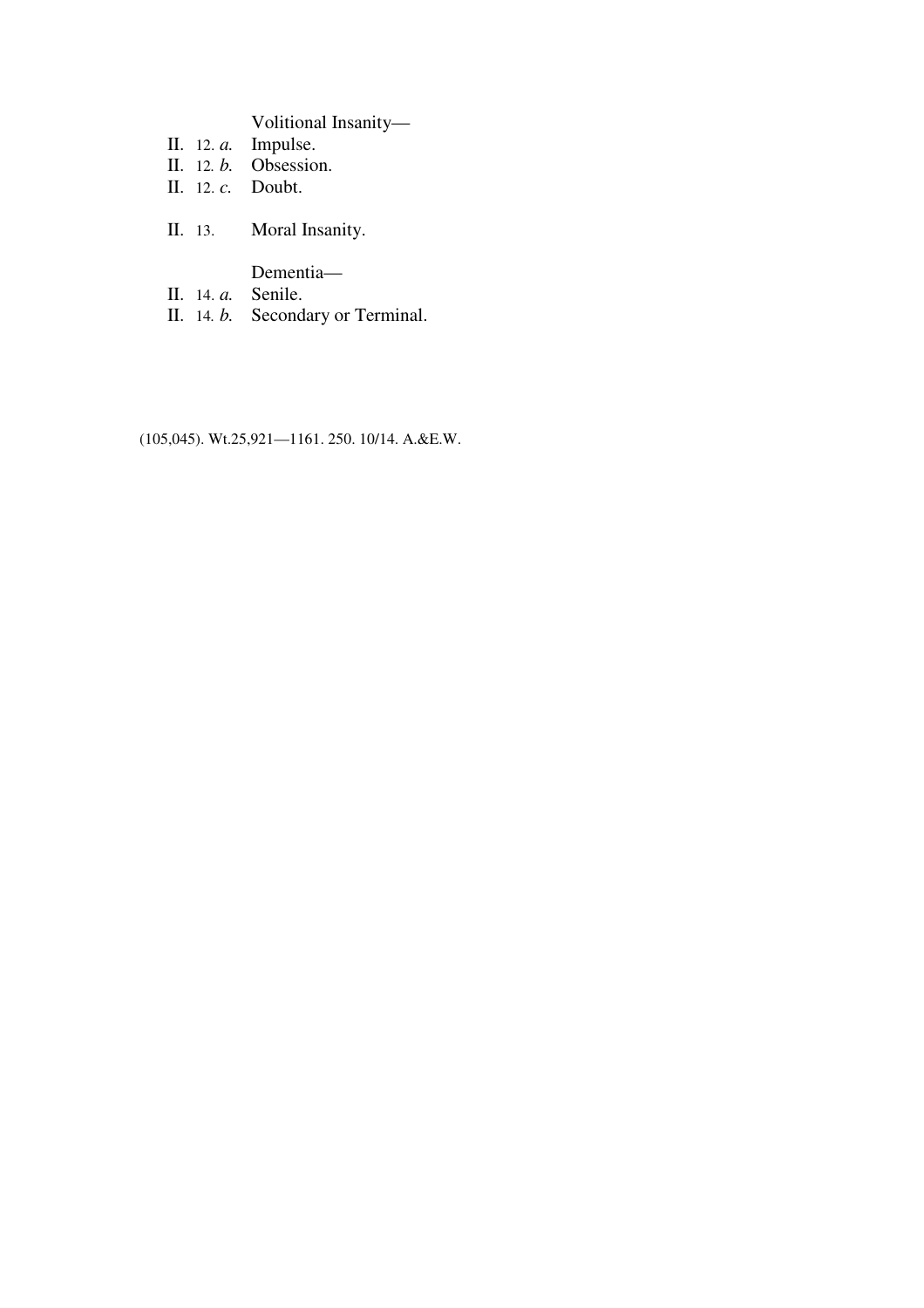Volitional Insanity—

II. 12. *a.* Impulse.
II. 12. *b.* Obsession.
II. 12. *c.* Doubt.

II. 13. Moral Insanity.

Dementia—

II. 14. *a.* Senile.
II. 14. *b.* Secondary or Terminal.

(105,045). Wt.25,921—1161. 250. 10/14. A.&E.W.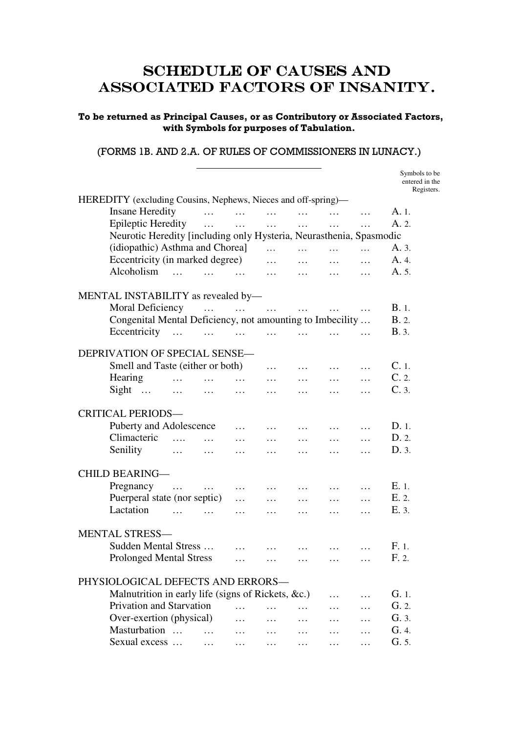# SCHEDULE OF CAUSES AND ASSOCIATED FACTORS OF INSANITY.

**To be returned as Principal Causes, or as Contributory or Associated Factors, with Symbols for purposes of Tabulation.**

(FORMS 1B. AND 2.A. OF RULES OF COMMISSIONERS IN LUNACY.)

---

| | Symbols to be entered in the Registers. |
|---|---|
| **HEREDITY** (excluding Cousins, Nephews, Nieces and off-spring)— | |
| Insane Heredity … … … … … … | A. 1. |
| Epileptic Heredity … … … … … … | A. 2. |
| Neurotic Heredity [including only Hysteria, Neurasthenia, Spasmodic (idiopathic) Asthma and Chorea] … … … … | A. 3. |
| Eccentricity (in marked degree) … … … … | A. 4. |
| Alcoholism … … … … … … … | A. 5. |
| **MENTAL INSTABILITY** as revealed by— | |
| Moral Deficiency … … … … … … | B. 1. |
| Congenital Mental Deficiency, not amounting to Imbecility … | B. 2. |
| Eccentricity … … … … … … … | B. 3. |
| **DEPRIVATION OF SPECIAL SENSE**— | |
| Smell and Taste (either or both) … … … … | C. 1. |
| Hearing … … … … … … … | C. 2. |
| Sight … … … … … … … … | C. 3. |
| **CRITICAL PERIODS**— | |
| Puberty and Adolescence … … … … … | D. 1. |
| Climacteric …. … … … … … … | D. 2. |
| Senility … … … … … … … | D. 3. |
| **CHILD BEARING**— | |
| Pregnancy … … … … … … … | E. 1. |
| Puerperal state (nor septic) … … … … … | E. 2. |
| Lactation … … … … … … … | E. 3. |
| **MENTAL STRESS**— | |
| Sudden Mental Stress … … … … … … | F. 1. |
| Prolonged Mental Stress … … … … … | F. 2. |
| **PHYSIOLOGICAL DEFECTS AND ERRORS**— | |
| Malnutrition in early life (signs of Rickets, &c.) … … | G. 1. |
| Privation and Starvation … … … … … | G. 2. |
| Over-exertion (physical) … … … … … | G. 3. |
| Masturbation … … … … … … … | G. 4. |
| Sexual excess … … … … … … … | G. 5. |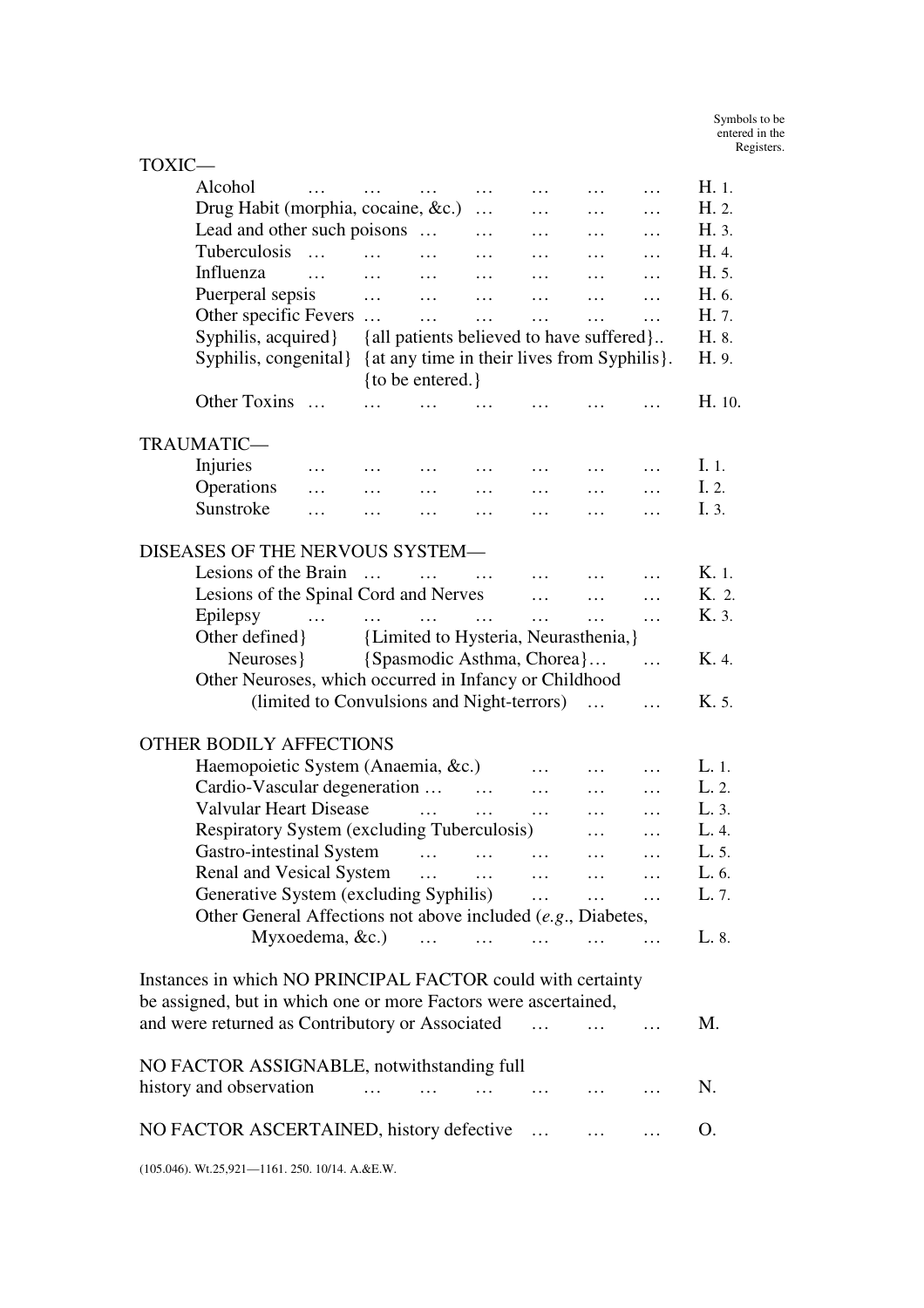| | Symbols to be entered in the Registers. |
|---|---|
| **TOXIC—** | |
| Alcohol | H. 1. |
| Drug Habit (morphia, cocaine, &c.) | H. 2. |
| Lead and other such poisons | H. 3. |
| Tuberculosis | H. 4. |
| Influenza | H. 5. |
| Puerperal sepsis | H. 6. |
| Other specific Fevers | H. 7. |
| Syphilis, acquired} {all patients believed to have suffered} | H. 8. |
| Syphilis, congenital} {at any time in their lives from Syphilis}. {to be entered.} | H. 9. |
| Other Toxins | H. 10. |
| **TRAUMATIC—** | |
| Injuries | I. 1. |
| Operations | I. 2. |
| Sunstroke | I. 3. |
| **DISEASES OF THE NERVOUS SYSTEM—** | |
| Lesions of the Brain | K. 1. |
| Lesions of the Spinal Cord and Nerves | K. 2. |
| Epilepsy | K. 3. |
| Other defined} Neuroses} {Limited to Hysteria, Neurasthenia,} {Spasmodic Asthma, Chorea} | K. 4. |
| Other Neuroses, which occurred in Infancy or Childhood (limited to Convulsions and Night-terrors) | K. 5. |
| **OTHER BODILY AFFECTIONS** | |
| Haemopoietic System (Anaemia, &c.) | L. 1. |
| Cardio-Vascular degeneration | L. 2. |
| Valvular Heart Disease | L. 3. |
| Respiratory System (excluding Tuberculosis) | L. 4. |
| Gastro-intestinal System | L. 5. |
| Renal and Vesical System | L. 6. |
| Generative System (excluding Syphilis) | L. 7. |
| Other General Affections not above included (*e.g.*, Diabetes, Myxoedema, &c.) | L. 8. |
| Instances in which NO PRINCIPAL FACTOR could with certainty be assigned, but in which one or more Factors were ascertained, and were returned as Contributory or Associated | M. |
| NO FACTOR ASSIGNABLE, notwithstanding full history and observation | N. |
| NO FACTOR ASCERTAINED, history defective | O. |

(105.046). Wt.25,921—1161. 250. 10/14. A.&E.W.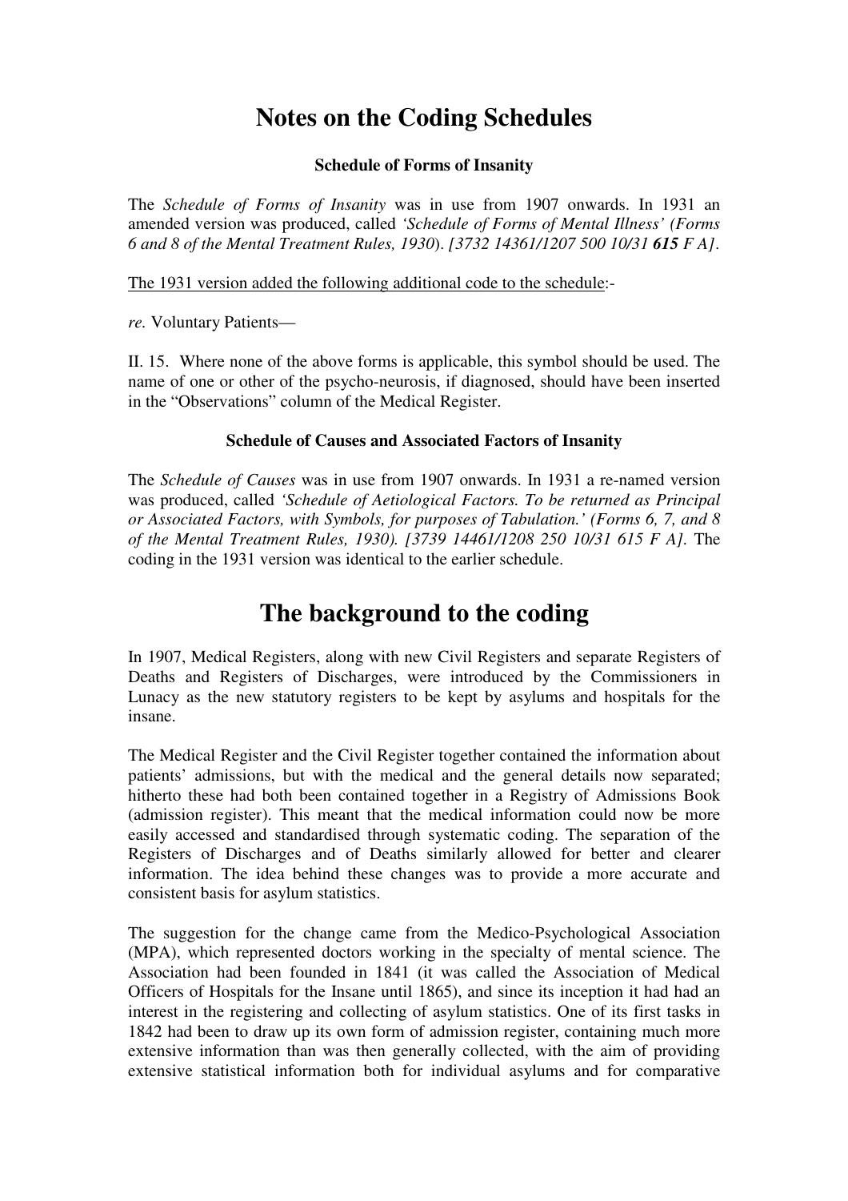# Notes on the Coding Schedules

### Schedule of Forms of Insanity

The *Schedule of Forms of Insanity* was in use from 1907 onwards. In 1931 an amended version was produced, called *'Schedule of Forms of Mental Illness' (Forms 6 and 8 of the Mental Treatment Rules, 1930*). *[3732 14361/1207 500 10/31* ***615*** *F A]*.

The 1931 version added the following additional code to the schedule:-

*re.* Voluntary Patients—

II. 15. Where none of the above forms is applicable, this symbol should be used. The name of one or other of the psycho-neurosis, if diagnosed, should have been inserted in the "Observations" column of the Medical Register.

### Schedule of Causes and Associated Factors of Insanity

The *Schedule of Causes* was in use from 1907 onwards. In 1931 a re-named version was produced, called *'Schedule of Aetiological Factors. To be returned as Principal or Associated Factors, with Symbols, for purposes of Tabulation.' (Forms 6, 7, and 8 of the Mental Treatment Rules, 1930). [3739 14461/1208 250 10/31 615 F A].* The coding in the 1931 version was identical to the earlier schedule.

# The background to the coding

In 1907, Medical Registers, along with new Civil Registers and separate Registers of Deaths and Registers of Discharges, were introduced by the Commissioners in Lunacy as the new statutory registers to be kept by asylums and hospitals for the insane.

The Medical Register and the Civil Register together contained the information about patients' admissions, but with the medical and the general details now separated; hitherto these had both been contained together in a Registry of Admissions Book (admission register). This meant that the medical information could now be more easily accessed and standardised through systematic coding. The separation of the Registers of Discharges and of Deaths similarly allowed for better and clearer information. The idea behind these changes was to provide a more accurate and consistent basis for asylum statistics.

The suggestion for the change came from the Medico-Psychological Association (MPA), which represented doctors working in the specialty of mental science. The Association had been founded in 1841 (it was called the Association of Medical Officers of Hospitals for the Insane until 1865), and since its inception it had had an interest in the registering and collecting of asylum statistics. One of its first tasks in 1842 had been to draw up its own form of admission register, containing much more extensive information than was then generally collected, with the aim of providing extensive statistical information both for individual asylums and for comparative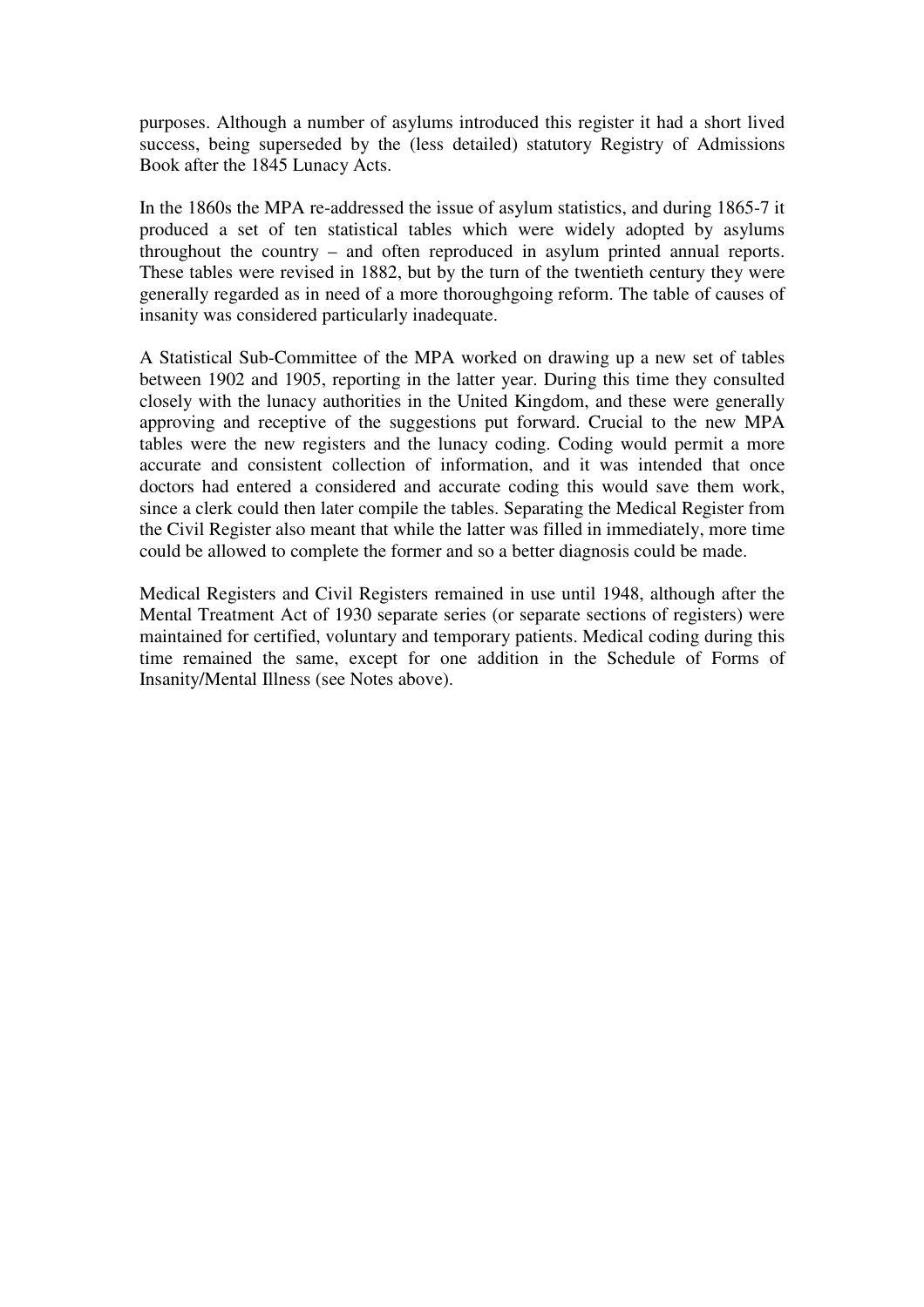purposes. Although a number of asylums introduced this register it had a short lived success, being superseded by the (less detailed) statutory Registry of Admissions Book after the 1845 Lunacy Acts.

In the 1860s the MPA re-addressed the issue of asylum statistics, and during 1865-7 it produced a set of ten statistical tables which were widely adopted by asylums throughout the country – and often reproduced in asylum printed annual reports. These tables were revised in 1882, but by the turn of the twentieth century they were generally regarded as in need of a more thoroughgoing reform. The table of causes of insanity was considered particularly inadequate.

A Statistical Sub-Committee of the MPA worked on drawing up a new set of tables between 1902 and 1905, reporting in the latter year. During this time they consulted closely with the lunacy authorities in the United Kingdom, and these were generally approving and receptive of the suggestions put forward. Crucial to the new MPA tables were the new registers and the lunacy coding. Coding would permit a more accurate and consistent collection of information, and it was intended that once doctors had entered a considered and accurate coding this would save them work, since a clerk could then later compile the tables. Separating the Medical Register from the Civil Register also meant that while the latter was filled in immediately, more time could be allowed to complete the former and so a better diagnosis could be made.

Medical Registers and Civil Registers remained in use until 1948, although after the Mental Treatment Act of 1930 separate series (or separate sections of registers) were maintained for certified, voluntary and temporary patients. Medical coding during this time remained the same, except for one addition in the Schedule of Forms of Insanity/Mental Illness (see Notes above).